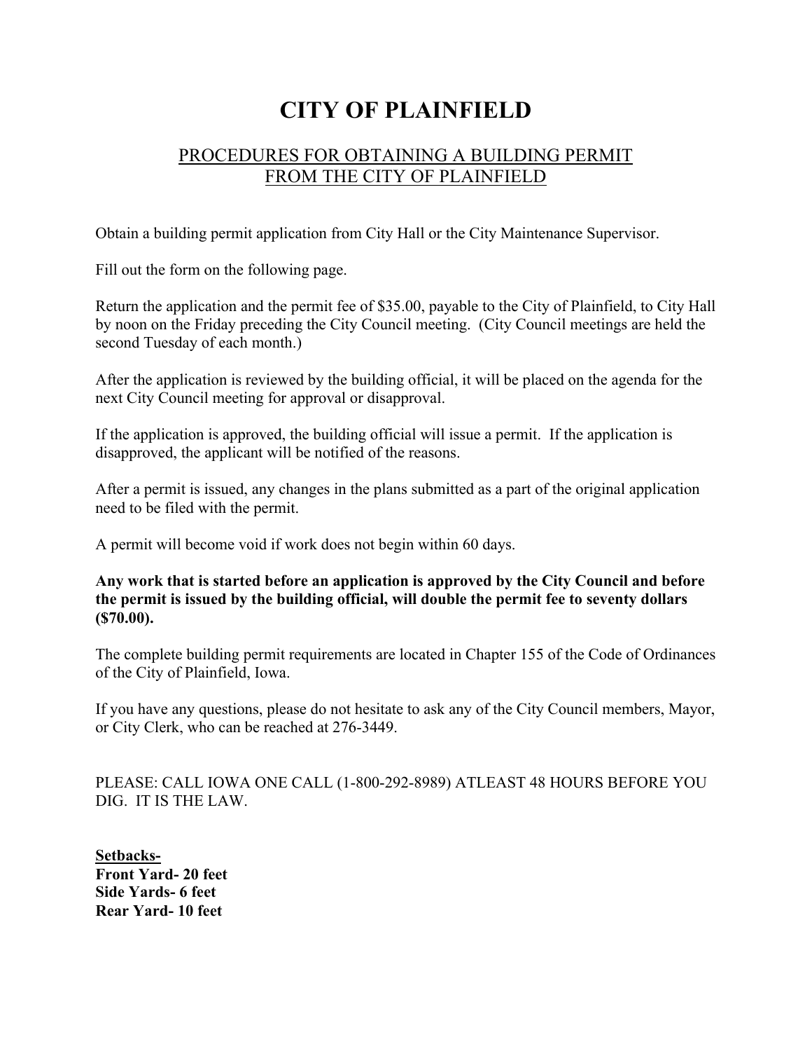# CITY OF PLAINFIELD

## PROCEDURES FOR OBTAINING A BUILDING PERMIT FROM THE CITY OF PLAINFIELD

Obtain a building permit application from City Hall or the City Maintenance Supervisor.

Fill out the form on the following page.

Return the application and the permit fee of $35.00, payable to the City of Plainfield, to City Hall by noon on the Friday preceding the City Council meeting. (City Council meetings are held the second Tuesday of each month.)

After the application is reviewed by the building official, it will be placed on the agenda for the next City Council meeting for approval or disapproval.

If the application is approved, the building official will issue a permit. If the application is disapproved, the applicant will be notified of the reasons.

After a permit is issued, any changes in the plans submitted as a part of the original application need to be filed with the permit.

A permit will become void if work does not begin within 60 days.

**Any work that is started before an application is approved by the City Council and before the permit is issued by the building official, will double the permit fee to seventy dollars ($70.00).**

The complete building permit requirements are located in Chapter 155 of the Code of Ordinances of the City of Plainfield, Iowa.

If you have any questions, please do not hesitate to ask any of the City Council members, Mayor, or City Clerk, who can be reached at 276-3449.

PLEASE: CALL IOWA ONE CALL (1-800-292-8989) ATLEAST 48 HOURS BEFORE YOU DIG. IT IS THE LAW.

**Setbacks-**
**Front Yard- 20 feet**
**Side Yards- 6 feet**
**Rear Yard- 10 feet**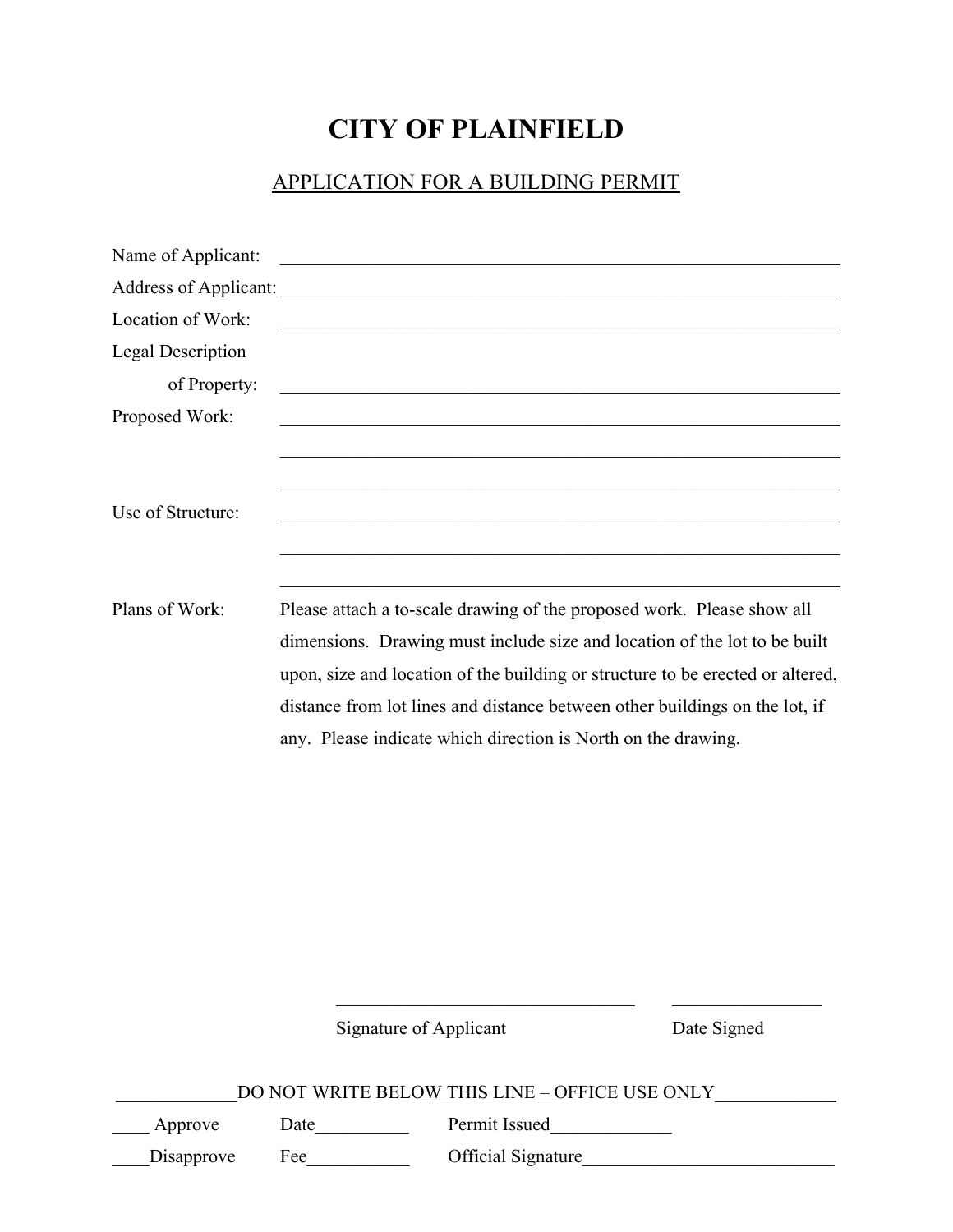# CITY OF PLAINFIELD

## APPLICATION FOR A BUILDING PERMIT

Name of Applicant: ______________________________________________

Address of Applicant: ______________________________________________

Location of Work: ______________________________________________

Legal Description of Property: ______________________________________________

Proposed Work: ______________________________________________

______________________________________________

______________________________________________

Use of Structure: ______________________________________________

______________________________________________

______________________________________________

Plans of Work: Please attach a to-scale drawing of the proposed work. Please show all dimensions. Drawing must include size and location of the lot to be built upon, size and location of the building or structure to be erected or altered, distance from lot lines and distance between other buildings on the lot, if any. Please indicate which direction is North on the drawing.

_________________________________ ________________

Signature of Applicant Date Signed

_____________DO NOT WRITE BELOW THIS LINE – OFFICE USE ONLY_____________

____ Approve Date__________ Permit Issued_____________

____Disapprove Fee___________ Official Signature___________________________